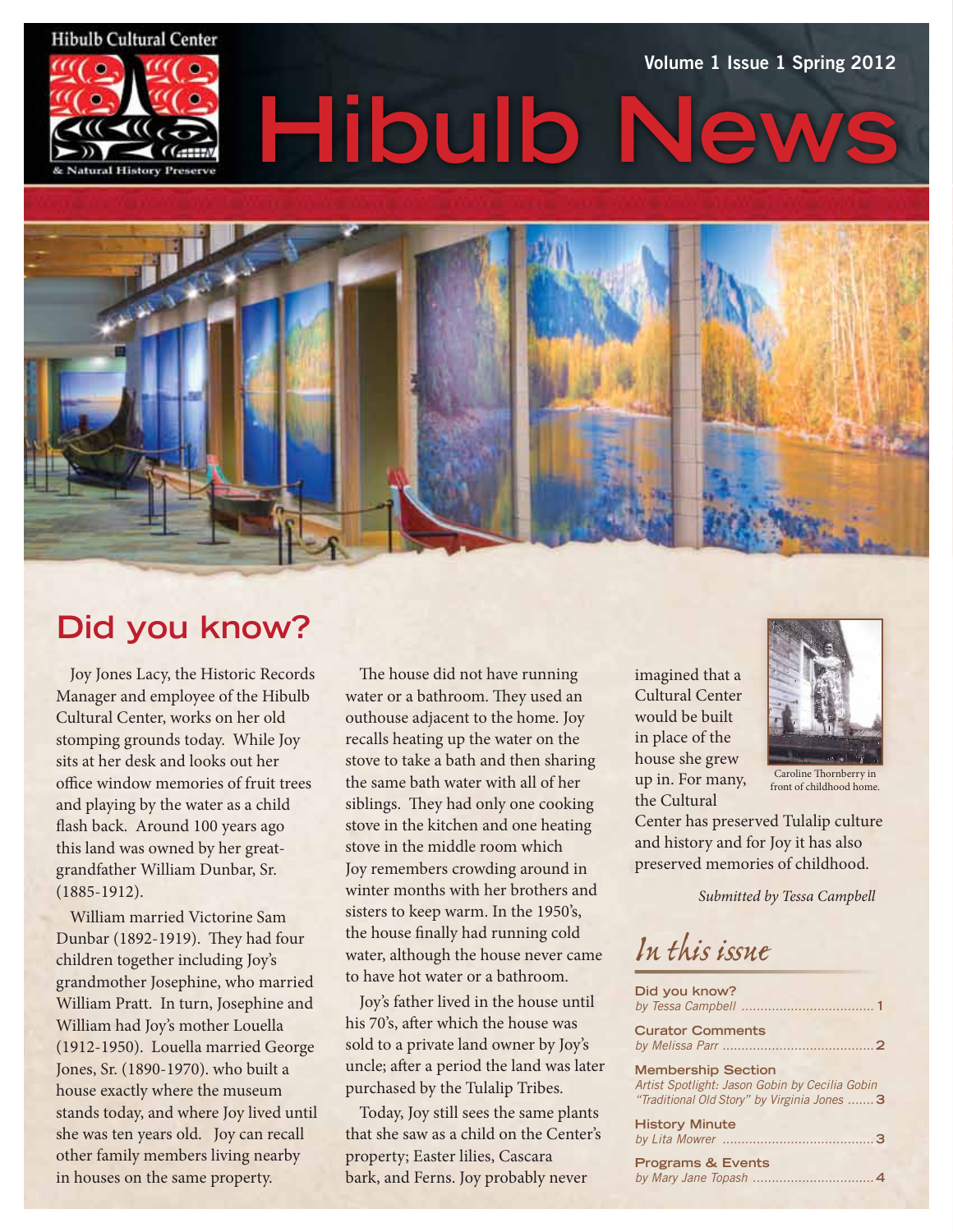Hibulb Cultural Center & Natural History Preserve

Volume 1 Issue 1 Spring 2012

# Hibulb News

## Did you know?

Joy Jones Lacy, the Historic Records Manager and employee of the Hibulb Cultural Center, works on her old stomping grounds today. While Joy sits at her desk and looks out her office window memories of fruit trees and playing by the water as a child flash back. Around 100 years ago this land was owned by her great-grandfather William Dunbar, Sr. (1885-1912).

William married Victorine Sam Dunbar (1892-1919). They had four children together including Joy's grandmother Josephine, who married William Pratt. In turn, Josephine and William had Joy's mother Louella (1912-1950). Louella married George Jones, Sr. (1890-1970). who built a house exactly where the museum stands today, and where Joy lived until she was ten years old. Joy can recall other family members living nearby in houses on the same property.

The house did not have running water or a bathroom. They used an outhouse adjacent to the home. Joy recalls heating up the water on the stove to take a bath and then sharing the same bath water with all of her siblings. They had only one cooking stove in the kitchen and one heating stove in the middle room which Joy remembers crowding around in winter months with her brothers and sisters to keep warm. In the 1950's, the house finally had running cold water, although the house never came to have hot water or a bathroom.

Joy's father lived in the house until his 70's, after which the house was sold to a private land owner by Joy's uncle; after a period the land was later purchased by the Tulalip Tribes.

Today, Joy still sees the same plants that she saw as a child on the Center's property; Easter lilies, Cascara bark, and Ferns. Joy probably never imagined that a Cultural Center would be built in place of the house she grew up in. For many, the Cultural Center has preserved Tulalip culture and history and for Joy it has also preserved memories of childhood.

Caroline Thornberry in front of childhood home.

*Submitted by Tessa Campbell*

## *In this issue*

**Did you know?**
*by Tessa Campbell* ..... 1

**Curator Comments**
*by Melissa Parr* ..... 2

**Membership Section**
*Artist Spotlight: Jason Gobin by Cecilia Gobin*
*"Traditional Old Story" by Virginia Jones* ..... 3

**History Minute**
*by Lita Mowrer* ..... 3

**Programs & Events**
*by Mary Jane Topash* ..... 4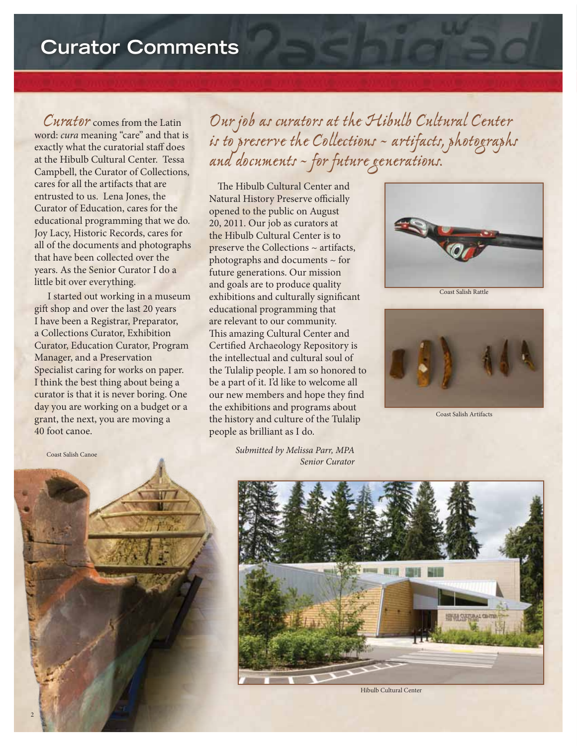# Curator Comments

*Curator* comes from the Latin word: *cura* meaning "care" and that is exactly what the curatorial staff does at the Hibulb Cultural Center. Tessa Campbell, the Curator of Collections, cares for all the artifacts that are entrusted to us. Lena Jones, the Curator of Education, cares for the educational programming that we do. Joy Lacy, Historic Records, cares for all of the documents and photographs that have been collected over the years. As the Senior Curator I do a little bit over everything.

I started out working in a museum gift shop and over the last 20 years I have been a Registrar, Preparator, a Collections Curator, Exhibition Curator, Education Curator, Program Manager, and a Preservation Specialist caring for works on paper. I think the best thing about being a curator is that it is never boring. One day you are working on a budget or a grant, the next, you are moving a 40 foot canoe.

*Our job as curators at the Hibulb Cultural Center is to preserve the Collections ~ artifacts, photographs and documents ~ for future generations.*

The Hibulb Cultural Center and Natural History Preserve officially opened to the public on August 20, 2011. Our job as curators at the Hibulb Cultural Center is to preserve the Collections ~ artifacts, photographs and documents ~ for future generations. Our mission and goals are to produce quality exhibitions and culturally significant educational programming that are relevant to our community. This amazing Cultural Center and Certified Archaeology Repository is the intellectual and cultural soul of the Tulalip people. I am so honored to be a part of it. I'd like to welcome all our new members and hope they find the exhibitions and programs about the history and culture of the Tulalip people as brilliant as I do.

*Submitted by Melissa Parr, MPA*
*Senior Curator*

Coast Salish Rattle

Coast Salish Artifacts

Coast Salish Canoe

Hibulb Cultural Center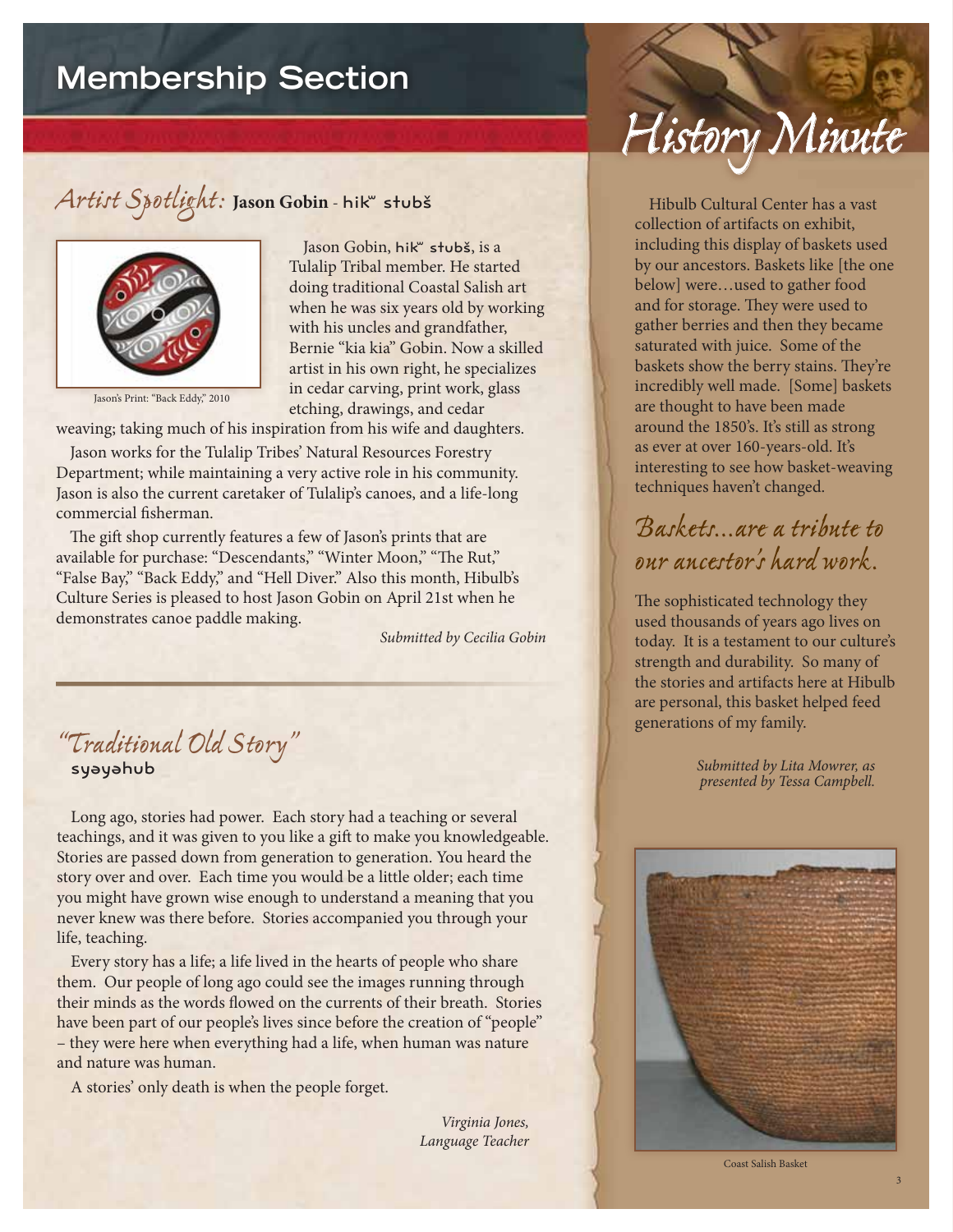# Membership Section

## *Artist Spotlight:* **Jason Gobin** - hikʷ stubš

Jason's Print: "Back Eddy," 2010

Jason Gobin, hikʷ stubš, is a Tulalip Tribal member. He started doing traditional Coastal Salish art when he was six years old by working with his uncles and grandfather, Bernie "kia kia" Gobin. Now a skilled artist in his own right, he specializes in cedar carving, print work, glass etching, drawings, and cedar weaving; taking much of his inspiration from his wife and daughters.

Jason works for the Tulalip Tribes' Natural Resources Forestry Department; while maintaining a very active role in his community. Jason is also the current caretaker of Tulalip's canoes, and a life-long commercial fisherman.

The gift shop currently features a few of Jason's prints that are available for purchase: "Descendants," "Winter Moon," "The Rut," "False Bay," "Back Eddy," and "Hell Diver." Also this month, Hibulb's Culture Series is pleased to host Jason Gobin on April 21st when he demonstrates canoe paddle making.

*Submitted by Cecilia Gobin*

## *"Traditional Old Story"*
**syəyəhub**

Long ago, stories had power. Each story had a teaching or several teachings, and it was given to you like a gift to make you knowledgeable. Stories are passed down from generation to generation. You heard the story over and over. Each time you would be a little older; each time you might have grown wise enough to understand a meaning that you never knew was there before. Stories accompanied you through your life, teaching.

Every story has a life; a life lived in the hearts of people who share them. Our people of long ago could see the images running through their minds as the words flowed on the currents of their breath. Stories have been part of our people's lives since before the creation of "people" – they were here when everything had a life, when human was nature and nature was human.

A stories' only death is when the people forget.

*Virginia Jones,*
*Language Teacher*

## *History Minute*

Hibulb Cultural Center has a vast collection of artifacts on exhibit, including this display of baskets used by our ancestors. Baskets like [the one below] were…used to gather food and for storage. They were used to gather berries and then they became saturated with juice. Some of the baskets show the berry stains. They're incredibly well made. [Some] baskets are thought to have been made around the 1850's. It's still as strong as ever at over 160-years-old. It's interesting to see how basket-weaving techniques haven't changed.

### *Baskets…are a tribute to our ancestor's hard work.*

The sophisticated technology they used thousands of years ago lives on today. It is a testament to our culture's strength and durability. So many of the stories and artifacts here at Hibulb are personal, this basket helped feed generations of my family.

*Submitted by Lita Mowrer, as presented by Tessa Campbell.*

Coast Salish Basket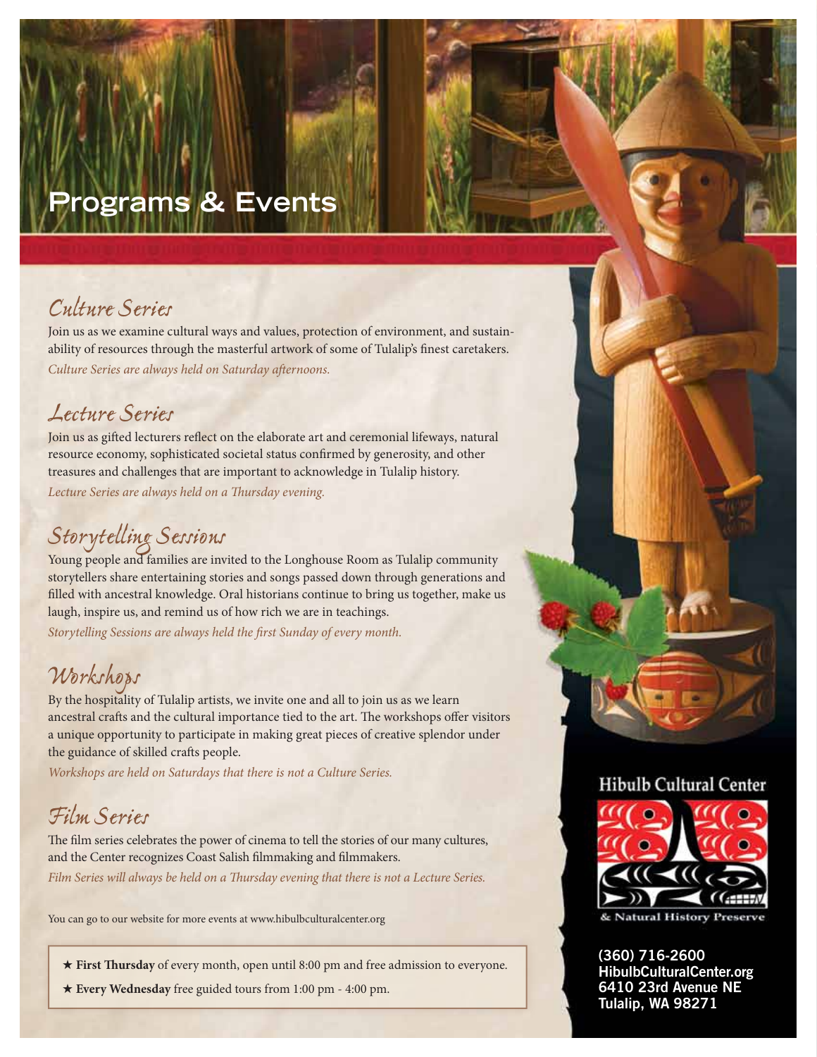# Programs & Events

## Culture Series

Join us as we examine cultural ways and values, protection of environment, and sustainability of resources through the masterful artwork of some of Tulalip's finest caretakers.

*Culture Series are always held on Saturday afternoons.*

## Lecture Series

Join us as gifted lecturers reflect on the elaborate art and ceremonial lifeways, natural resource economy, sophisticated societal status confirmed by generosity, and other treasures and challenges that are important to acknowledge in Tulalip history.

*Lecture Series are always held on a Thursday evening.*

## Storytelling Sessions

Young people and families are invited to the Longhouse Room as Tulalip community storytellers share entertaining stories and songs passed down through generations and filled with ancestral knowledge. Oral historians continue to bring us together, make us laugh, inspire us, and remind us of how rich we are in teachings.

*Storytelling Sessions are always held the first Sunday of every month.*

## Workshops

By the hospitality of Tulalip artists, we invite one and all to join us as we learn ancestral crafts and the cultural importance tied to the art. The workshops offer visitors a unique opportunity to participate in making great pieces of creative splendor under the guidance of skilled crafts people.

*Workshops are held on Saturdays that there is not a Culture Series.*

## Film Series

The film series celebrates the power of cinema to tell the stories of our many cultures, and the Center recognizes Coast Salish filmmaking and filmmakers.

*Film Series will always be held on a Thursday evening that there is not a Lecture Series.*

You can go to our website for more events at www.hibulbculturalcenter.org

★ **First Thursday** of every month, open until 8:00 pm and free admission to everyone.

★ **Every Wednesday** free guided tours from 1:00 pm - 4:00 pm.

Hibulb Cultural Center
& Natural History Preserve

**(360) 716-2600**
**HibulbCulturalCenter.org**
**6410 23rd Avenue NE**
**Tulalip, WA 98271**